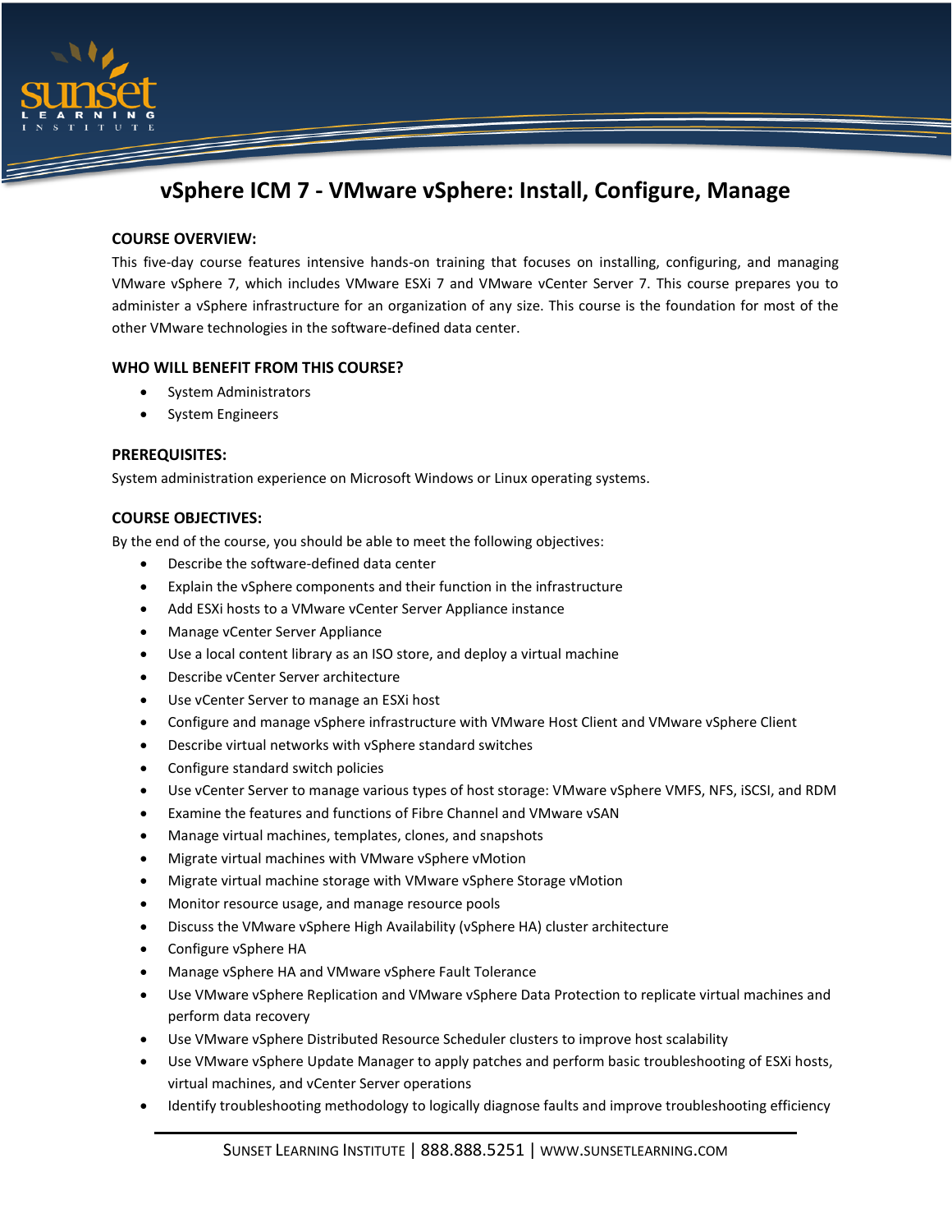# vSphere ICM 7 - VMware vSphere: Install, Configure, Manage

## COURSE OVERVIEW:

This five-day course features intensive hands-on training that focuses on installing, configuring, and managing VMware vSphere 7, which includes VMware ESXi 7 and VMware vCenter Server 7. This course prepares you to administer a vSphere infrastructure for an organization of any size. This course is the foundation for most of the other VMware technologies in the software-defined data center.

## WHO WILL BENEFIT FROM THIS COURSE?

- System Administrators
- System Engineers

## PREREQUISITES:

System administration experience on Microsoft Windows or Linux operating systems.

## COURSE OBJECTIVES:

By the end of the course, you should be able to meet the following objectives:

- Describe the software-defined data center
- Explain the vSphere components and their function in the infrastructure
- Add ESXi hosts to a VMware vCenter Server Appliance instance
- Manage vCenter Server Appliance
- Use a local content library as an ISO store, and deploy a virtual machine
- Describe vCenter Server architecture
- Use vCenter Server to manage an ESXi host
- Configure and manage vSphere infrastructure with VMware Host Client and VMware vSphere Client
- Describe virtual networks with vSphere standard switches
- Configure standard switch policies
- Use vCenter Server to manage various types of host storage: VMware vSphere VMFS, NFS, iSCSI, and RDM
- Examine the features and functions of Fibre Channel and VMware vSAN
- Manage virtual machines, templates, clones, and snapshots
- Migrate virtual machines with VMware vSphere vMotion
- Migrate virtual machine storage with VMware vSphere Storage vMotion
- Monitor resource usage, and manage resource pools
- Discuss the VMware vSphere High Availability (vSphere HA) cluster architecture
- Configure vSphere HA
- Manage vSphere HA and VMware vSphere Fault Tolerance
- Use VMware vSphere Replication and VMware vSphere Data Protection to replicate virtual machines and perform data recovery
- Use VMware vSphere Distributed Resource Scheduler clusters to improve host scalability
- Use VMware vSphere Update Manager to apply patches and perform basic troubleshooting of ESXi hosts, virtual machines, and vCenter Server operations
- Identify troubleshooting methodology to logically diagnose faults and improve troubleshooting efficiency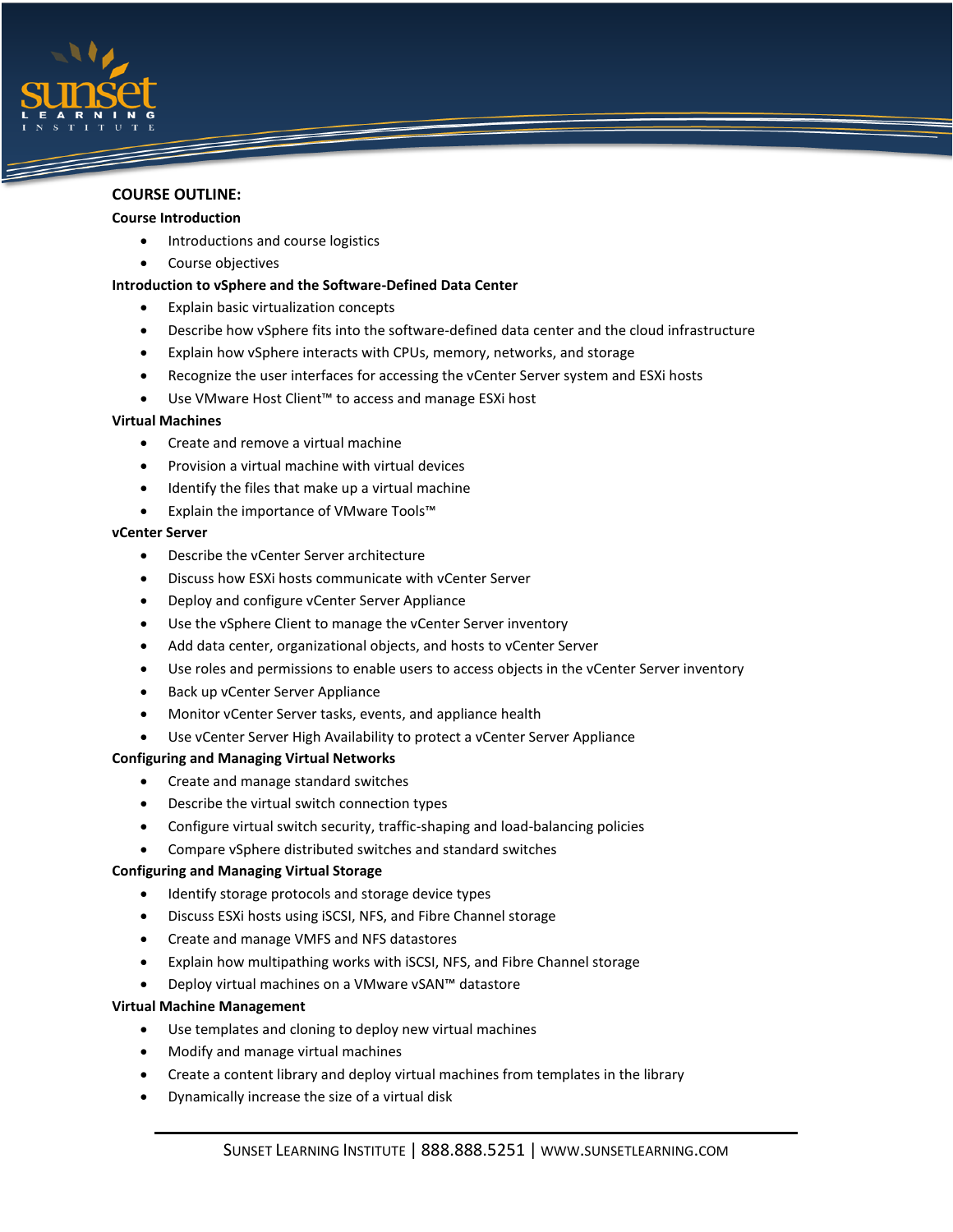## COURSE OUTLINE:

### Course Introduction

- Introductions and course logistics
- Course objectives

### Introduction to vSphere and the Software-Defined Data Center

- Explain basic virtualization concepts
- Describe how vSphere fits into the software-defined data center and the cloud infrastructure
- Explain how vSphere interacts with CPUs, memory, networks, and storage
- Recognize the user interfaces for accessing the vCenter Server system and ESXi hosts
- Use VMware Host Client™ to access and manage ESXi host

### Virtual Machines

- Create and remove a virtual machine
- Provision a virtual machine with virtual devices
- Identify the files that make up a virtual machine
- Explain the importance of VMware Tools™

### vCenter Server

- Describe the vCenter Server architecture
- Discuss how ESXi hosts communicate with vCenter Server
- Deploy and configure vCenter Server Appliance
- Use the vSphere Client to manage the vCenter Server inventory
- Add data center, organizational objects, and hosts to vCenter Server
- Use roles and permissions to enable users to access objects in the vCenter Server inventory
- Back up vCenter Server Appliance
- Monitor vCenter Server tasks, events, and appliance health
- Use vCenter Server High Availability to protect a vCenter Server Appliance

### Configuring and Managing Virtual Networks

- Create and manage standard switches
- Describe the virtual switch connection types
- Configure virtual switch security, traffic-shaping and load-balancing policies
- Compare vSphere distributed switches and standard switches

### Configuring and Managing Virtual Storage

- Identify storage protocols and storage device types
- Discuss ESXi hosts using iSCSI, NFS, and Fibre Channel storage
- Create and manage VMFS and NFS datastores
- Explain how multipathing works with iSCSI, NFS, and Fibre Channel storage
- Deploy virtual machines on a VMware vSAN™ datastore

### Virtual Machine Management

- Use templates and cloning to deploy new virtual machines
- Modify and manage virtual machines
- Create a content library and deploy virtual machines from templates in the library
- Dynamically increase the size of a virtual disk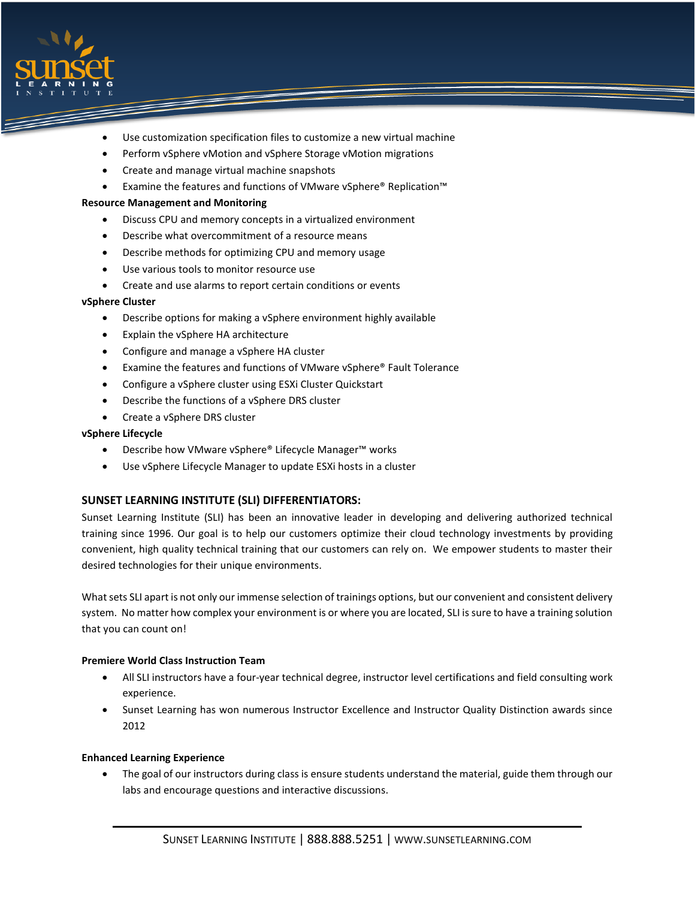- Use customization specification files to customize a new virtual machine
- Perform vSphere vMotion and vSphere Storage vMotion migrations
- Create and manage virtual machine snapshots
- Examine the features and functions of VMware vSphere® Replication™

**Resource Management and Monitoring**

- Discuss CPU and memory concepts in a virtualized environment
- Describe what overcommitment of a resource means
- Describe methods for optimizing CPU and memory usage
- Use various tools to monitor resource use
- Create and use alarms to report certain conditions or events

**vSphere Cluster**

- Describe options for making a vSphere environment highly available
- Explain the vSphere HA architecture
- Configure and manage a vSphere HA cluster
- Examine the features and functions of VMware vSphere® Fault Tolerance
- Configure a vSphere cluster using ESXi Cluster Quickstart
- Describe the functions of a vSphere DRS cluster
- Create a vSphere DRS cluster

**vSphere Lifecycle**

- Describe how VMware vSphere® Lifecycle Manager™ works
- Use vSphere Lifecycle Manager to update ESXi hosts in a cluster

## SUNSET LEARNING INSTITUTE (SLI) DIFFERENTIATORS:

Sunset Learning Institute (SLI) has been an innovative leader in developing and delivering authorized technical training since 1996. Our goal is to help our customers optimize their cloud technology investments by providing convenient, high quality technical training that our customers can rely on. We empower students to master their desired technologies for their unique environments.

What sets SLI apart is not only our immense selection of trainings options, but our convenient and consistent delivery system. No matter how complex your environment is or where you are located, SLI is sure to have a training solution that you can count on!

**Premiere World Class Instruction Team**

- All SLI instructors have a four-year technical degree, instructor level certifications and field consulting work experience.
- Sunset Learning has won numerous Instructor Excellence and Instructor Quality Distinction awards since 2012

**Enhanced Learning Experience**

- The goal of our instructors during class is ensure students understand the material, guide them through our labs and encourage questions and interactive discussions.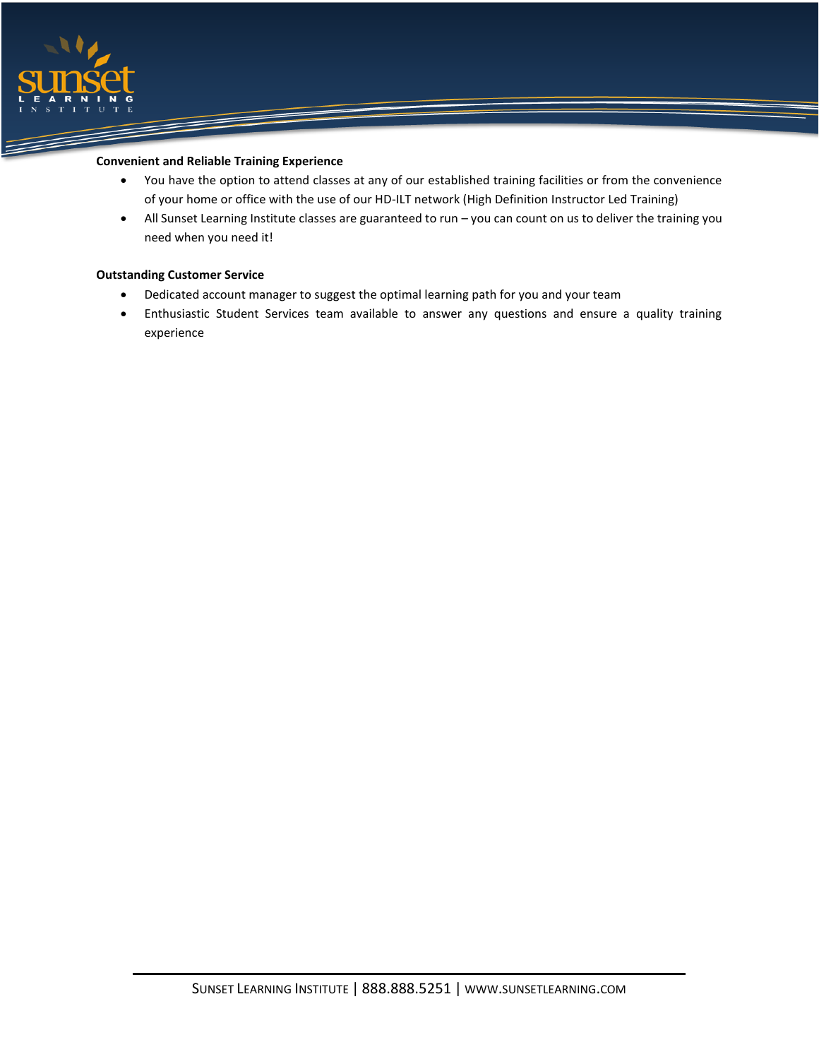**Convenient and Reliable Training Experience**

- You have the option to attend classes at any of our established training facilities or from the convenience of your home or office with the use of our HD-ILT network (High Definition Instructor Led Training)
- All Sunset Learning Institute classes are guaranteed to run – you can count on us to deliver the training you need when you need it!

**Outstanding Customer Service**

- Dedicated account manager to suggest the optimal learning path for you and your team
- Enthusiastic Student Services team available to answer any questions and ensure a quality training experience